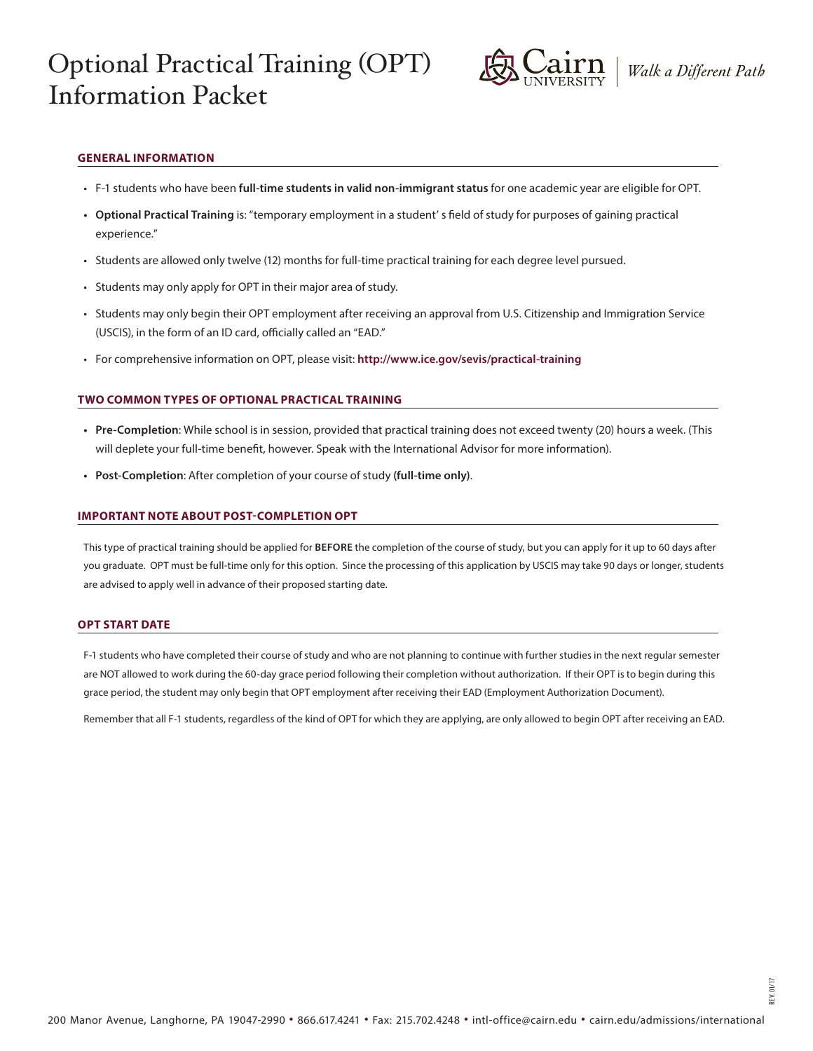# Optional Practical Training (OPT) Information Packet

Cairn UNIVERSITY | *Walk a Different Path*

## GENERAL INFORMATION

- F-1 students who have been **full-time students in valid non-immigrant status** for one academic year are eligible for OPT.
- **Optional Practical Training** is: "temporary employment in a student' s field of study for purposes of gaining practical experience."
- Students are allowed only twelve (12) months for full-time practical training for each degree level pursued.
- Students may only apply for OPT in their major area of study.
- Students may only begin their OPT employment after receiving an approval from U.S. Citizenship and Immigration Service (USCIS), in the form of an ID card, officially called an "EAD."
- For comprehensive information on OPT, please visit: **http://www.ice.gov/sevis/practical-training**

## TWO COMMON TYPES OF OPTIONAL PRACTICAL TRAINING

- **Pre-Completion**: While school is in session, provided that practical training does not exceed twenty (20) hours a week. (This will deplete your full-time benefit, however. Speak with the International Advisor for more information).
- **Post-Completion**: After completion of your course of study **(full-time only)**.

## IMPORTANT NOTE ABOUT POST-COMPLETION OPT

This type of practical training should be applied for **BEFORE** the completion of the course of study, but you can apply for it up to 60 days after you graduate. OPT must be full-time only for this option. Since the processing of this application by USCIS may take 90 days or longer, students are advised to apply well in advance of their proposed starting date.

## OPT START DATE

F-1 students who have completed their course of study and who are not planning to continue with further studies in the next regular semester are NOT allowed to work during the 60-day grace period following their completion without authorization. If their OPT is to begin during this grace period, the student may only begin that OPT employment after receiving their EAD (Employment Authorization Document).

Remember that all F-1 students, regardless of the kind of OPT for which they are applying, are only allowed to begin OPT after receiving an EAD.

REV. 01/17

200 Manor Avenue, Langhorne, PA 19047-2990 • 866.617.4241 • Fax: 215.702.4248 • intl-office@cairn.edu • cairn.edu/admissions/international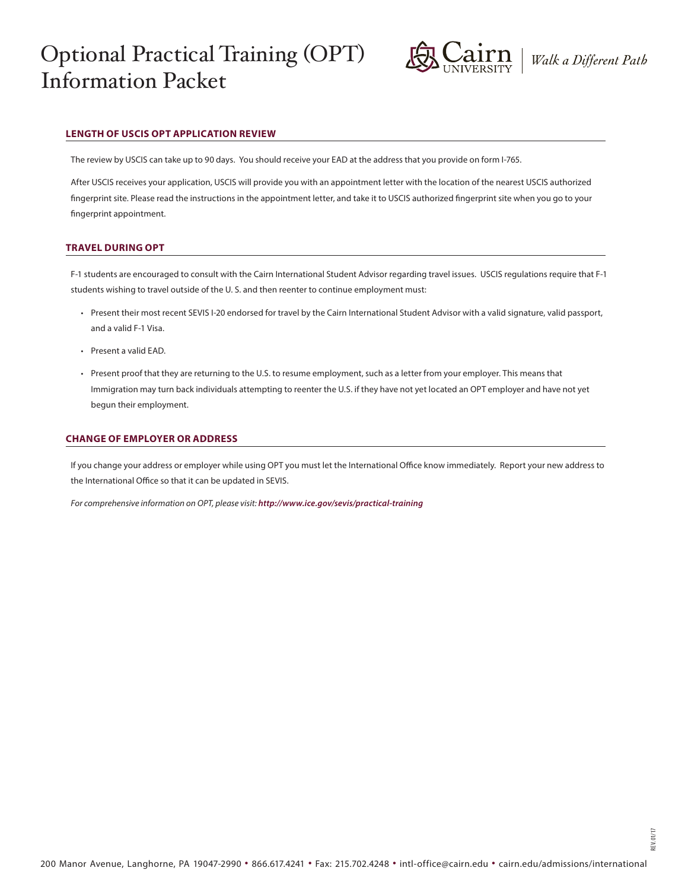# Optional Practical Training (OPT) Information Packet

## LENGTH OF USCIS OPT APPLICATION REVIEW

The review by USCIS can take up to 90 days. You should receive your EAD at the address that you provide on form I-765.

After USCIS receives your application, USCIS will provide you with an appointment letter with the location of the nearest USCIS authorized fingerprint site. Please read the instructions in the appointment letter, and take it to USCIS authorized fingerprint site when you go to your fingerprint appointment.

## TRAVEL DURING OPT

F-1 students are encouraged to consult with the Cairn International Student Advisor regarding travel issues. USCIS regulations require that F-1 students wishing to travel outside of the U. S. and then reenter to continue employment must:

- Present their most recent SEVIS I-20 endorsed for travel by the Cairn International Student Advisor with a valid signature, valid passport, and a valid F-1 Visa.
- Present a valid EAD.
- Present proof that they are returning to the U.S. to resume employment, such as a letter from your employer. This means that Immigration may turn back individuals attempting to reenter the U.S. if they have not yet located an OPT employer and have not yet begun their employment.

## CHANGE OF EMPLOYER OR ADDRESS

If you change your address or employer while using OPT you must let the International Office know immediately. Report your new address to the International Office so that it can be updated in SEVIS.

*For comprehensive information on OPT, please visit:* ***http://www.ice.gov/sevis/practical-training***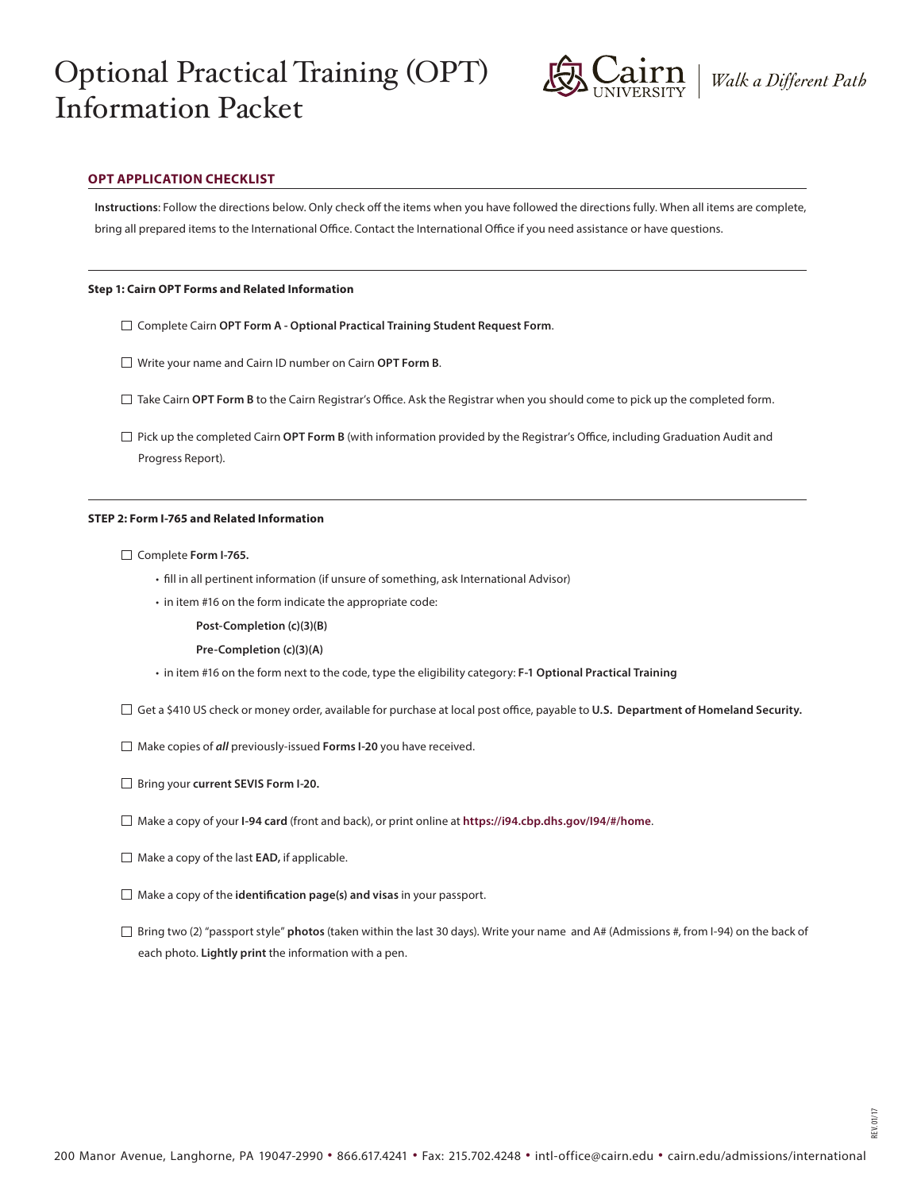# Optional Practical Training (OPT) Information Packet

Walk a Different Path

## OPT APPLICATION CHECKLIST

**Instructions**: Follow the directions below. Only check off the items when you have followed the directions fully. When all items are complete, bring all prepared items to the International Office. Contact the International Office if you need assistance or have questions.

### Step 1: Cairn OPT Forms and Related Information

- ☐ Complete Cairn **OPT Form A - Optional Practical Training Student Request Form**.
- ☐ Write your name and Cairn ID number on Cairn **OPT Form B**.
- ☐ Take Cairn **OPT Form B** to the Cairn Registrar's Office. Ask the Registrar when you should come to pick up the completed form.
- ☐ Pick up the completed Cairn **OPT Form B** (with information provided by the Registrar's Office, including Graduation Audit and Progress Report).

### STEP 2: Form I-765 and Related Information

- ☐ Complete **Form I-765.**
  - fill in all pertinent information (if unsure of something, ask International Advisor)
  - in item #16 on the form indicate the appropriate code:

    **Post-Completion (c)(3)(B)**

    **Pre-Completion (c)(3)(A)**
  - in item #16 on the form next to the code, type the eligibility category: **F-1 Optional Practical Training**
- ☐ Get a $410 US check or money order, available for purchase at local post office, payable to **U.S. Department of Homeland Security.**
- ☐ Make copies of ***all*** previously-issued **Forms I-20** you have received.
- ☐ Bring your **current SEVIS Form I-20.**
- ☐ Make a copy of your **I-94 card** (front and back), or print online at **https://i94.cbp.dhs.gov/I94/#/home**.
- ☐ Make a copy of the last **EAD,** if applicable.
- ☐ Make a copy of the **identification page(s) and visas** in your passport.
- ☐ Bring two (2) "passport style" **photos** (taken within the last 30 days). Write your name and A# (Admissions #, from I-94) on the back of each photo. **Lightly print** the information with a pen.

REV. 01/17

200 Manor Avenue, Langhorne, PA 19047-2990 • 866.617.4241 • Fax: 215.702.4248 • intl-office@cairn.edu • cairn.edu/admissions/international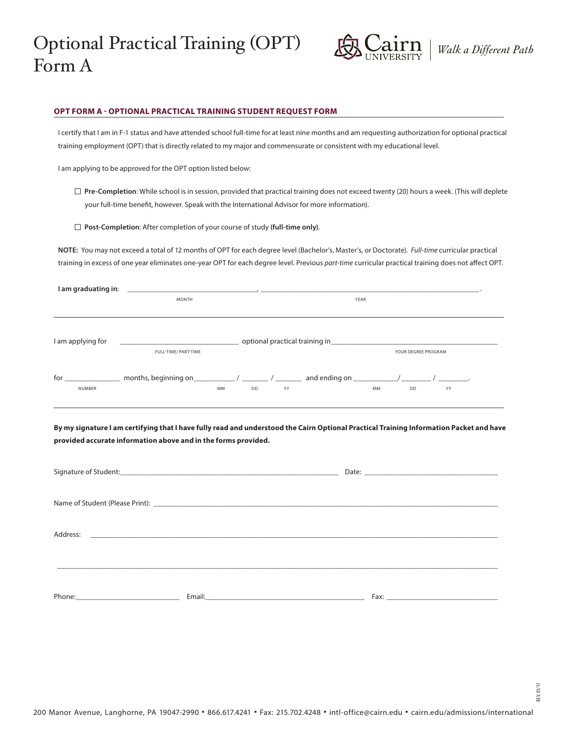# Optional Practical Training (OPT) Form A

Cairn UNIVERSITY | *Walk a Different Path*

## OPT FORM A - OPTIONAL PRACTICAL TRAINING STUDENT REQUEST FORM

I certify that I am in F-1 status and have attended school full-time for at least nine months and am requesting authorization for optional practical training employment (OPT) that is directly related to my major and commensurate or consistent with my educational level.

I am applying to be approved for the OPT option listed below:

☐ **Pre-Completion**: While school is in session, provided that practical training does not exceed twenty (20) hours a week. (This will deplete your full-time benefit, however. Speak with the International Advisor for more information).

☐ **Post-Completion**: After completion of your course of study **(full-time only)**.

**NOTE:** You may not exceed a total of 12 months of OPT for each degree level (Bachelor's, Master's, or Doctorate). *Full-time* curricular practical training in excess of one year eliminates one-year OPT for each degree level. Previous *part-time* curricular practical training does not affect OPT.

**I am graduating in**: ________________________ (MONTH), ________________________ (YEAR).

---

I am applying for ________________________ (FULL-TIME/ PART-TIME) optional practical training in ________________________ (YOUR DEGREE PROGRAM)

for __________ (NUMBER) months, beginning on ______ / ______ / ______ (MM DD YY) and ending on ______ / ______ / ______ (MM DD YY).

---

**By my signature I am certifying that I have fully read and understood the Cairn Optional Practical Training Information Packet and have provided accurate information above and in the forms provided.**

Signature of Student: ________________________ Date: ________________________

Name of Student (Please Print): ________________________

Address: ________________________

________________________

Phone: ________________________ Email: ________________________ Fax: ________________________

REV. 01/17

200 Manor Avenue, Langhorne, PA 19047-2990 • 866.617.4241 • Fax: 215.702.4248 • intl-office@cairn.edu • cairn.edu/admissions/international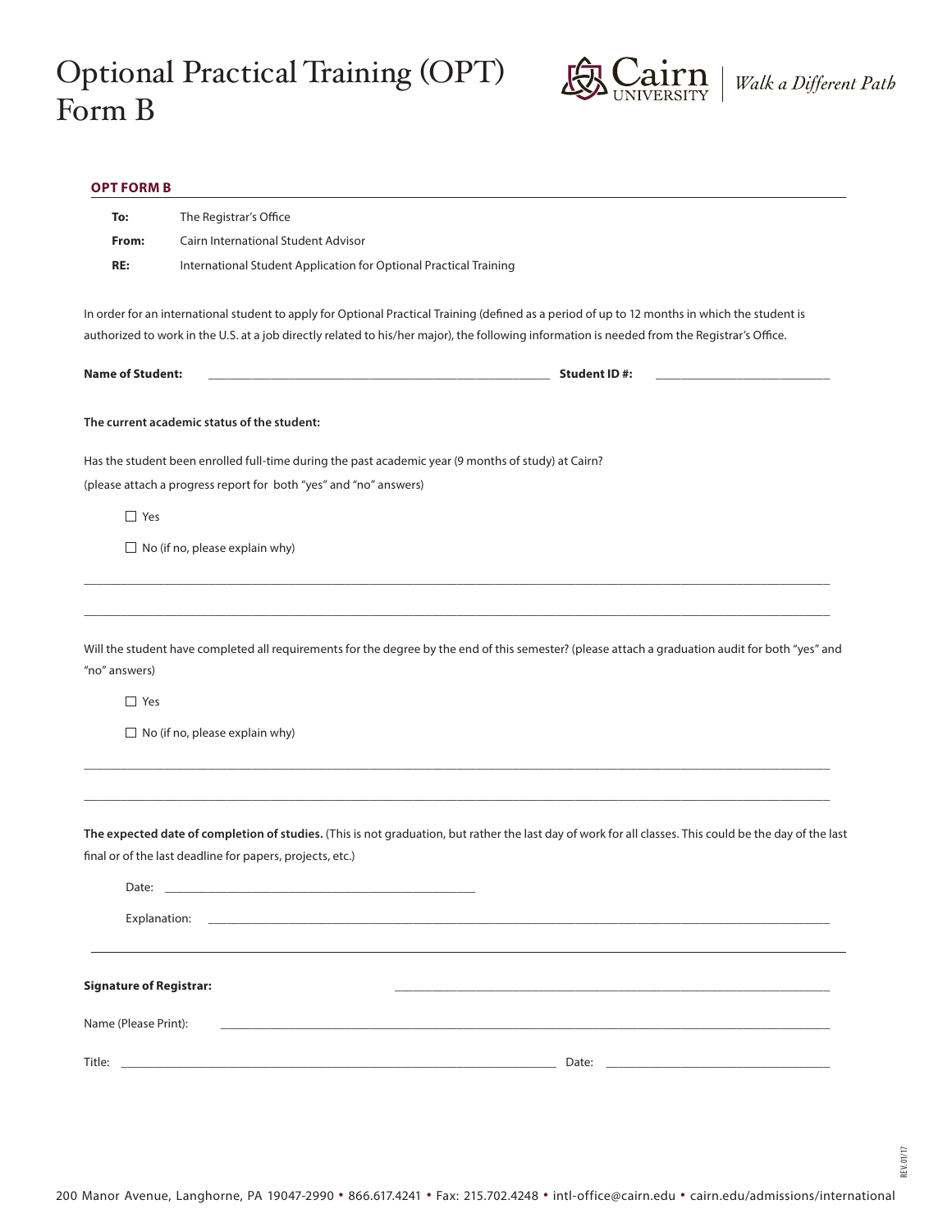# Optional Practical Training (OPT) Form B

Cairn UNIVERSITY | *Walk a Different Path*

**OPT FORM B**

**To:** The Registrar's Office

**From:** Cairn International Student Advisor

**RE:** International Student Application for Optional Practical Training

In order for an international student to apply for Optional Practical Training (defined as a period of up to 12 months in which the student is authorized to work in the U.S. at a job directly related to his/her major), the following information is needed from the Registrar's Office.

**Name of Student:** ______________________________ **Student ID #:** ____________________

**The current academic status of the student:**

Has the student been enrolled full-time during the past academic year (9 months of study) at Cairn?
(please attach a progress report for both "yes" and "no" answers)

- ☐ Yes
- ☐ No (if no, please explain why)

______________________________________________________________________________

______________________________________________________________________________

Will the student have completed all requirements for the degree by the end of this semester? (please attach a graduation audit for both "yes" and "no" answers)

- ☐ Yes
- ☐ No (if no, please explain why)

______________________________________________________________________________

______________________________________________________________________________

**The expected date of completion of studies.** (This is not graduation, but rather the last day of work for all classes. This could be the day of the last final or of the last deadline for papers, projects, etc.)

Date: ______________________________

Explanation: ______________________________________________________________

**Signature of Registrar:** ______________________________

Name (Please Print): ______________________________

Title: ______________________________ Date: ____________________

REV. 01/17

200 Manor Avenue, Langhorne, PA 19047-2990 • 866.617.4241 • Fax: 215.702.4248 • intl-office@cairn.edu • cairn.edu/admissions/international